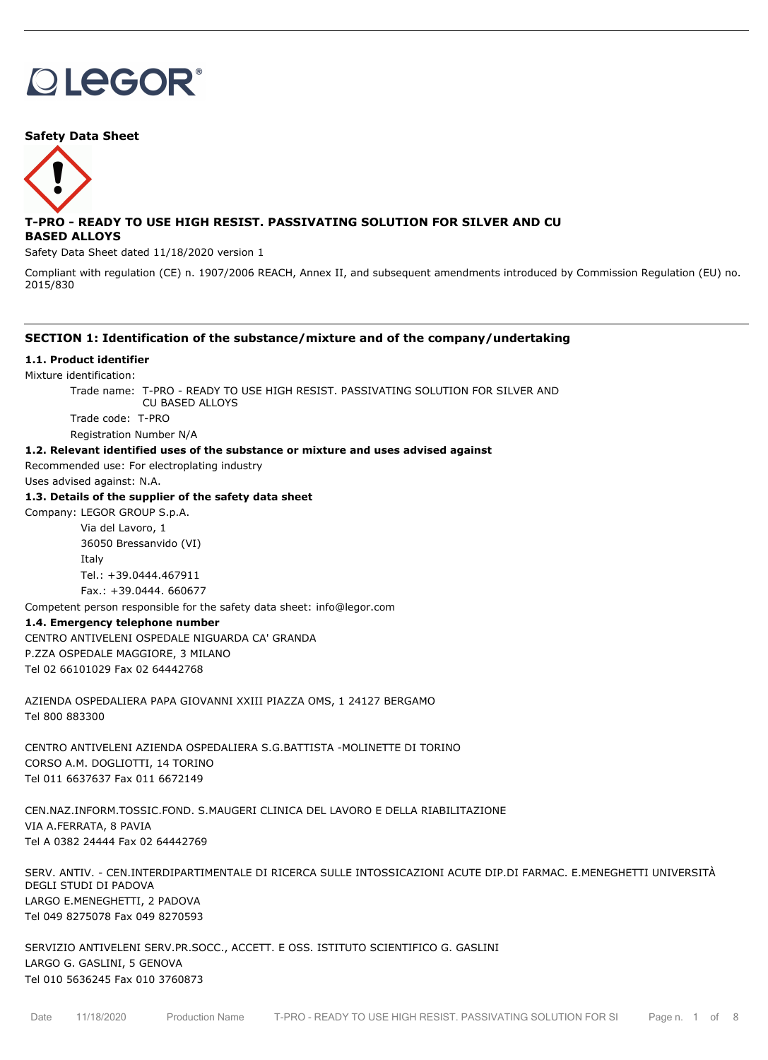LEGOR®

**Safety Data Sheet**

## T-PRO - READY TO USE HIGH RESIST. PASSIVATING SOLUTION FOR SILVER AND CU BASED ALLOYS

Safety Data Sheet dated 11/18/2020 version 1

Compliant with regulation (CE) n. 1907/2006 REACH, Annex II, and subsequent amendments introduced by Commission Regulation (EU) no. 2015/830

## SECTION 1: Identification of the substance/mixture and of the company/undertaking

### 1.1. Product identifier

Mixture identification:

Trade name: T-PRO - READY TO USE HIGH RESIST. PASSIVATING SOLUTION FOR SILVER AND CU BASED ALLOYS

Trade code: T-PRO

Registration Number N/A

### 1.2. Relevant identified uses of the substance or mixture and uses advised against

Recommended use: For electroplating industry

Uses advised against: N.A.

### 1.3. Details of the supplier of the safety data sheet

Company: LEGOR GROUP S.p.A.

Via del Lavoro, 1

36050 Bressanvido (VI)

Italy

Tel.: +39.0444.467911

Fax.: +39.0444. 660677

Competent person responsible for the safety data sheet: info@legor.com

### 1.4. Emergency telephone number

CENTRO ANTIVELENI OSPEDALE NIGUARDA CA' GRANDA
P.ZZA OSPEDALE MAGGIORE, 3 MILANO
Tel 02 66101029 Fax 02 64442768

AZIENDA OSPEDALIERA PAPA GIOVANNI XXIII PIAZZA OMS, 1 24127 BERGAMO
Tel 800 883300

CENTRO ANTIVELENI AZIENDA OSPEDALIERA S.G.BATTISTA -MOLINETTE DI TORINO
CORSO A.M. DOGLIOTTI, 14 TORINO
Tel 011 6637637 Fax 011 6672149

CEN.NAZ.INFORM.TOSSIC.FOND. S.MAUGERI CLINICA DEL LAVORO E DELLA RIABILITAZIONE
VIA A.FERRATA, 8 PAVIA
Tel A 0382 24444 Fax 02 64442769

SERV. ANTIV. - CEN.INTERDIPARTIMENTALE DI RICERCA SULLE INTOSSICAZIONI ACUTE DIP.DI FARMAC. E.MENEGHETTI UNIVERSITÀ DEGLI STUDI DI PADOVA
LARGO E.MENEGHETTI, 2 PADOVA
Tel 049 8275078 Fax 049 8270593

SERVIZIO ANTIVELENI SERV.PR.SOCC., ACCETT. E OSS. ISTITUTO SCIENTIFICO G. GASLINI
LARGO G. GASLINI, 5 GENOVA
Tel 010 5636245 Fax 010 3760873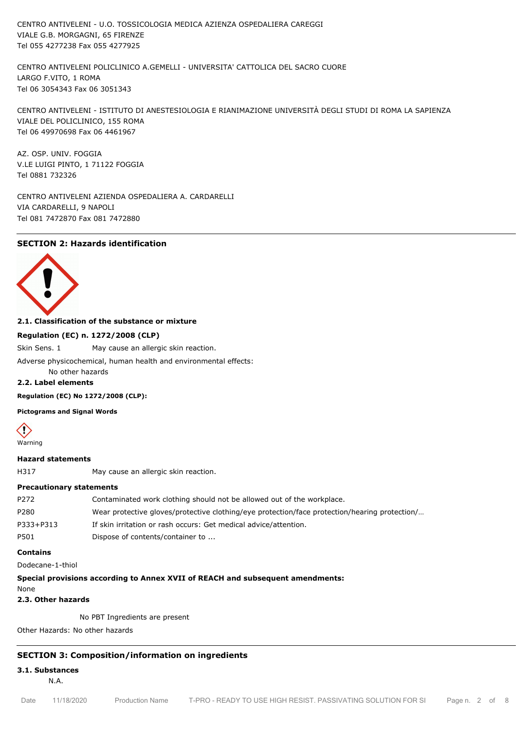CENTRO ANTIVELENI - U.O. TOSSICOLOGIA MEDICA AZIENZA OSPEDALIERA CAREGGI
VIALE G.B. MORGAGNI, 65 FIRENZE
Tel 055 4277238 Fax 055 4277925

CENTRO ANTIVELENI POLICLINICO A.GEMELLI - UNIVERSITA' CATTOLICA DEL SACRO CUORE
LARGO F.VITO, 1 ROMA
Tel 06 3054343 Fax 06 3051343

CENTRO ANTIVELENI - ISTITUTO DI ANESTESIOLOGIA E RIANIMAZIONE UNIVERSITÀ DEGLI STUDI DI ROMA LA SAPIENZA
VIALE DEL POLICLINICO, 155 ROMA
Tel 06 49970698 Fax 06 4461967

AZ. OSP. UNIV. FOGGIA
V.LE LUIGI PINTO, 1 71122 FOGGIA
Tel 0881 732326

CENTRO ANTIVELENI AZIENDA OSPEDALIERA A. CARDARELLI
VIA CARDARELLI, 9 NAPOLI
Tel 081 7472870 Fax 081 7472880

## SECTION 2: Hazards identification

**2.1. Classification of the substance or mixture**

**Regulation (EC) n. 1272/2008 (CLP)**

Skin Sens. 1 — May cause an allergic skin reaction.

Adverse physicochemical, human health and environmental effects:
No other hazards

**2.2. Label elements**

**Regulation (EC) No 1272/2008 (CLP):**

**Pictograms and Signal Words**

Warning

**Hazard statements**

| | |
|---|---|
| H317 | May cause an allergic skin reaction. |

**Precautionary statements**

| | |
|---|---|
| P272 | Contaminated work clothing should not be allowed out of the workplace. |
| P280 | Wear protective gloves/protective clothing/eye protection/face protection/hearing protection/… |
| P333+P313 | If skin irritation or rash occurs: Get medical advice/attention. |
| P501 | Dispose of contents/container to ... |

**Contains**

Dodecane-1-thiol

**Special provisions according to Annex XVII of REACH and subsequent amendments:**

None

**2.3. Other hazards**

No PBT Ingredients are present

Other Hazards: No other hazards

## SECTION 3: Composition/information on ingredients

**3.1. Substances**

N.A.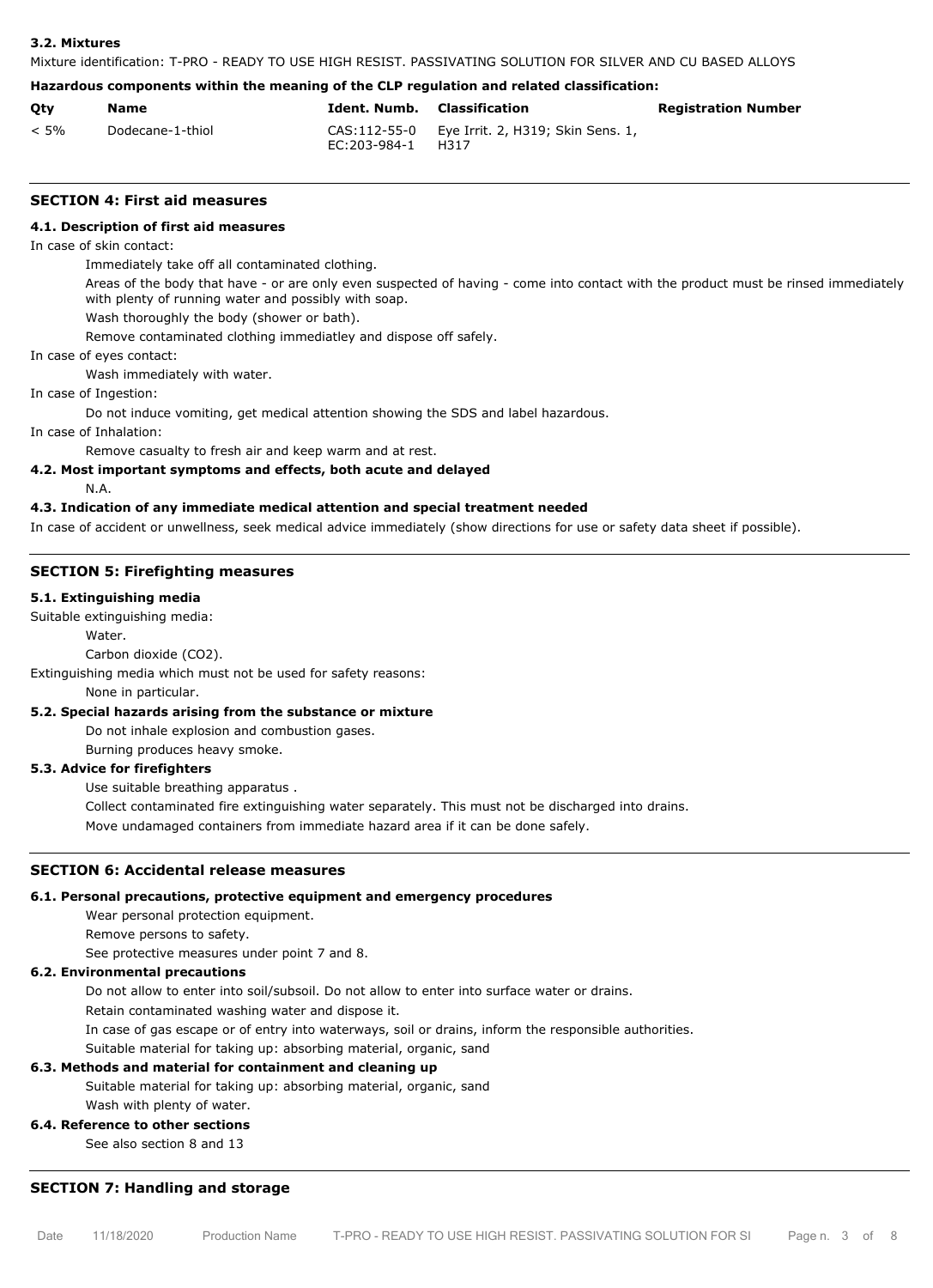### 3.2. Mixtures

Mixture identification: T-PRO - READY TO USE HIGH RESIST. PASSIVATING SOLUTION FOR SILVER AND CU BASED ALLOYS

**Hazardous components within the meaning of the CLP regulation and related classification:**

| Qty | Name | Ident. Numb. | Classification | Registration Number |
|---|---|---|---|---|
| < 5% | Dodecane-1-thiol | CAS:112-55-0 EC:203-984-1 | Eye Irrit. 2, H319; Skin Sens. 1, H317 | |

## SECTION 4: First aid measures

### 4.1. Description of first aid measures

In case of skin contact:

Immediately take off all contaminated clothing.

Areas of the body that have - or are only even suspected of having - come into contact with the product must be rinsed immediately with plenty of running water and possibly with soap.

Wash thoroughly the body (shower or bath).

Remove contaminated clothing immediatley and dispose off safely.

In case of eyes contact:

Wash immediately with water.

In case of Ingestion:

Do not induce vomiting, get medical attention showing the SDS and label hazardous.

In case of Inhalation:

Remove casualty to fresh air and keep warm and at rest.

### 4.2. Most important symptoms and effects, both acute and delayed

N.A.

### 4.3. Indication of any immediate medical attention and special treatment needed

In case of accident or unwellness, seek medical advice immediately (show directions for use or safety data sheet if possible).

## SECTION 5: Firefighting measures

### 5.1. Extinguishing media

Suitable extinguishing media:

Water.

Carbon dioxide ($CO_2$).

Extinguishing media which must not be used for safety reasons:

None in particular.

### 5.2. Special hazards arising from the substance or mixture

Do not inhale explosion and combustion gases.

Burning produces heavy smoke.

### 5.3. Advice for firefighters

Use suitable breathing apparatus .

Collect contaminated fire extinguishing water separately. This must not be discharged into drains.

Move undamaged containers from immediate hazard area if it can be done safely.

## SECTION 6: Accidental release measures

### 6.1. Personal precautions, protective equipment and emergency procedures

Wear personal protection equipment.

Remove persons to safety.

See protective measures under point 7 and 8.

### 6.2. Environmental precautions

Do not allow to enter into soil/subsoil. Do not allow to enter into surface water or drains.

Retain contaminated washing water and dispose it.

In case of gas escape or of entry into waterways, soil or drains, inform the responsible authorities.

Suitable material for taking up: absorbing material, organic, sand

### 6.3. Methods and material for containment and cleaning up

Suitable material for taking up: absorbing material, organic, sand

Wash with plenty of water.

### 6.4. Reference to other sections

See also section 8 and 13

## SECTION 7: Handling and storage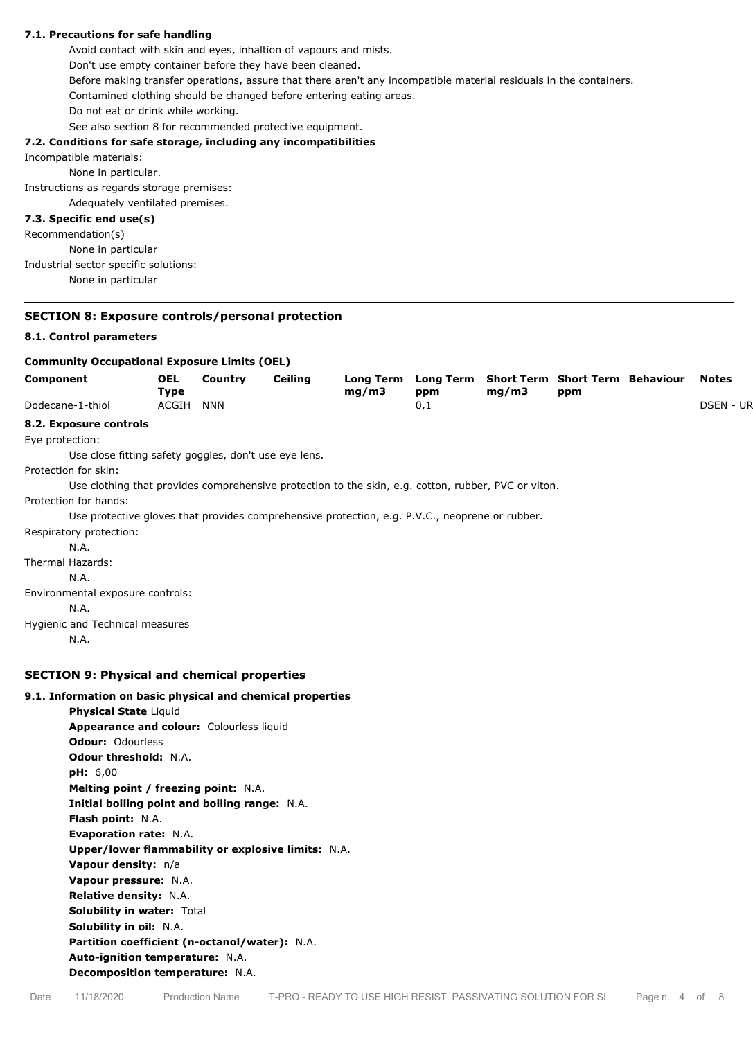### 7.1. Precautions for safe handling

Avoid contact with skin and eyes, inhaltion of vapours and mists.

Don't use empty container before they have been cleaned.

Before making transfer operations, assure that there aren't any incompatible material residuals in the containers.

Contamined clothing should be changed before entering eating areas.

Do not eat or drink while working.

See also section 8 for recommended protective equipment.

### 7.2. Conditions for safe storage, including any incompatibilities

Incompatible materials:

None in particular.

Instructions as regards storage premises:

Adequately ventilated premises.

### 7.3. Specific end use(s)

Recommendation(s)

None in particular

Industrial sector specific solutions:

None in particular

## SECTION 8: Exposure controls/personal protection

### 8.1. Control parameters

**Community Occupational Exposure Limits (OEL)**

| Component | OEL Type | Country | Ceiling | Long Term mg/m3 | Long Term ppm | Short Term mg/m3 | Short Term ppm | Behaviour | Notes |
|---|---|---|---|---|---|---|---|---|---|
| Dodecane-1-thiol | ACGIH | NNN | | | 0,1 | | | | DSEN - UR |

### 8.2. Exposure controls

Eye protection:

Use close fitting safety goggles, don't use eye lens.

Protection for skin:

Use clothing that provides comprehensive protection to the skin, e.g. cotton, rubber, PVC or viton.

Protection for hands:

Use protective gloves that provides comprehensive protection, e.g. P.V.C., neoprene or rubber.

Respiratory protection:

N.A.

Thermal Hazards:

N.A.

Environmental exposure controls:

N.A.

Hygienic and Technical measures

N.A.

## SECTION 9: Physical and chemical properties

### 9.1. Information on basic physical and chemical properties

**Physical State** Liquid
**Appearance and colour:** Colourless liquid
**Odour:** Odourless
**Odour threshold:** N.A.
**pH:** 6,00
**Melting point / freezing point:** N.A.
**Initial boiling point and boiling range:** N.A.
**Flash point:** N.A.
**Evaporation rate:** N.A.
**Upper/lower flammability or explosive limits:** N.A.
**Vapour density:** n/a
**Vapour pressure:** N.A.
**Relative density:** N.A.
**Solubility in water:** Total
**Solubility in oil:** N.A.
**Partition coefficient (n-octanol/water):** N.A.
**Auto-ignition temperature:** N.A.
**Decomposition temperature:** N.A.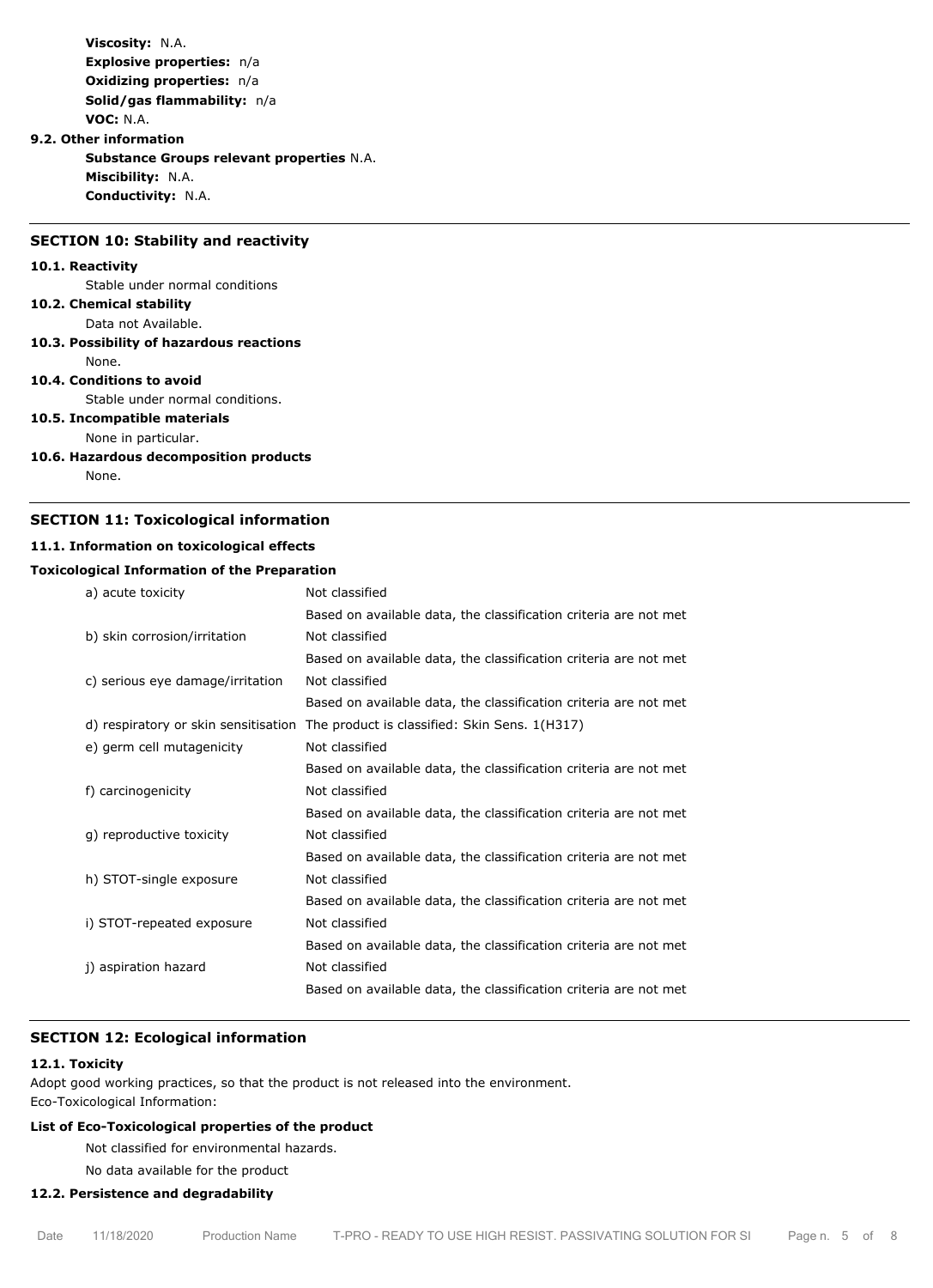**Viscosity:** N.A.
**Explosive properties:** n/a
**Oxidizing properties:** n/a
**Solid/gas flammability:** n/a
**VOC:** N.A.

**9.2. Other information**

**Substance Groups relevant properties** N.A.
**Miscibility:** N.A.
**Conductivity:** N.A.

## SECTION 10: Stability and reactivity

**10.1. Reactivity**

Stable under normal conditions

**10.2. Chemical stability**

Data not Available.

**10.3. Possibility of hazardous reactions**

None.

**10.4. Conditions to avoid**

Stable under normal conditions.

**10.5. Incompatible materials**

None in particular.

**10.6. Hazardous decomposition products**

None.

## SECTION 11: Toxicological information

**11.1. Information on toxicological effects**

**Toxicological Information of the Preparation**

| | |
|---|---|
| a) acute toxicity | Not classified |
| | Based on available data, the classification criteria are not met |
| b) skin corrosion/irritation | Not classified |
| | Based on available data, the classification criteria are not met |
| c) serious eye damage/irritation | Not classified |
| | Based on available data, the classification criteria are not met |
| d) respiratory or skin sensitisation | The product is classified: Skin Sens. 1(H317) |
| e) germ cell mutagenicity | Not classified |
| | Based on available data, the classification criteria are not met |
| f) carcinogenicity | Not classified |
| | Based on available data, the classification criteria are not met |
| g) reproductive toxicity | Not classified |
| | Based on available data, the classification criteria are not met |
| h) STOT-single exposure | Not classified |
| | Based on available data, the classification criteria are not met |
| i) STOT-repeated exposure | Not classified |
| | Based on available data, the classification criteria are not met |
| j) aspiration hazard | Not classified |
| | Based on available data, the classification criteria are not met |

## SECTION 12: Ecological information

**12.1. Toxicity**

Adopt good working practices, so that the product is not released into the environment.
Eco-Toxicological Information:

**List of Eco-Toxicological properties of the product**

Not classified for environmental hazards.

No data available for the product

**12.2. Persistence and degradability**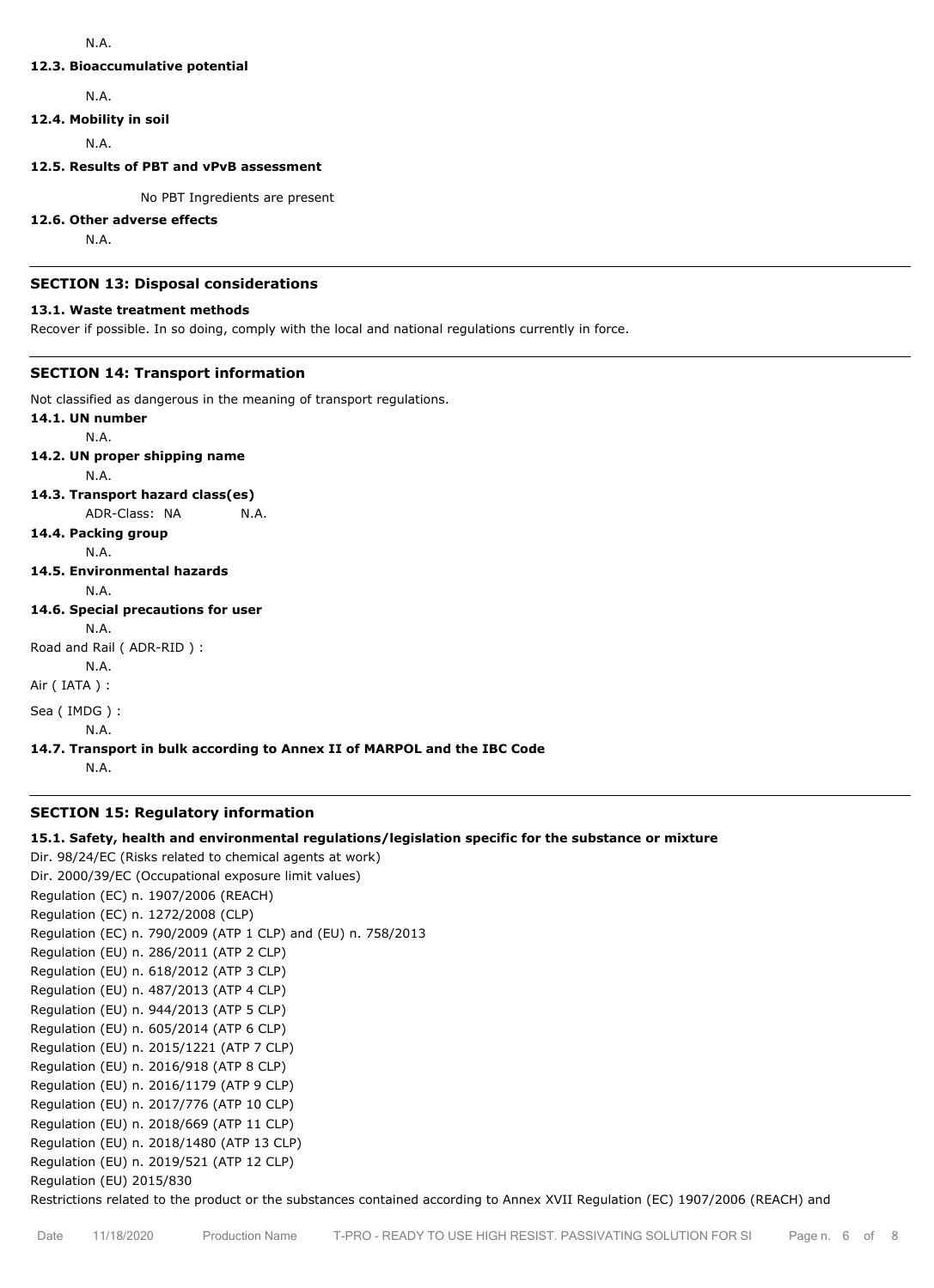N.A.

**12.3. Bioaccumulative potential**

N.A.

**12.4. Mobility in soil**

N.A.

**12.5. Results of PBT and vPvB assessment**

No PBT Ingredients are present

**12.6. Other adverse effects**

N.A.

## SECTION 13: Disposal considerations

**13.1. Waste treatment methods**

Recover if possible. In so doing, comply with the local and national regulations currently in force.

## SECTION 14: Transport information

Not classified as dangerous in the meaning of transport regulations.

**14.1. UN number**

N.A.

**14.2. UN proper shipping name**

N.A.

**14.3. Transport hazard class(es)**

ADR-Class: NA N.A.

**14.4. Packing group**

N.A.

**14.5. Environmental hazards**

N.A.

**14.6. Special precautions for user**

N.A.

Road and Rail ( ADR-RID ) :

N.A.

Air ( IATA ) :

Sea ( IMDG ) :

N.A.

**14.7. Transport in bulk according to Annex II of MARPOL and the IBC Code**

N.A.

## SECTION 15: Regulatory information

**15.1. Safety, health and environmental regulations/legislation specific for the substance or mixture**

Dir. 98/24/EC (Risks related to chemical agents at work)
Dir. 2000/39/EC (Occupational exposure limit values)
Regulation (EC) n. 1907/2006 (REACH)
Regulation (EC) n. 1272/2008 (CLP)
Regulation (EC) n. 790/2009 (ATP 1 CLP) and (EU) n. 758/2013
Regulation (EU) n. 286/2011 (ATP 2 CLP)
Regulation (EU) n. 618/2012 (ATP 3 CLP)
Regulation (EU) n. 487/2013 (ATP 4 CLP)
Regulation (EU) n. 944/2013 (ATP 5 CLP)
Regulation (EU) n. 605/2014 (ATP 6 CLP)
Regulation (EU) n. 2015/1221 (ATP 7 CLP)
Regulation (EU) n. 2016/918 (ATP 8 CLP)
Regulation (EU) n. 2016/1179 (ATP 9 CLP)
Regulation (EU) n. 2017/776 (ATP 10 CLP)
Regulation (EU) n. 2018/669 (ATP 11 CLP)
Regulation (EU) n. 2018/1480 (ATP 13 CLP)
Regulation (EU) n. 2019/521 (ATP 12 CLP)
Regulation (EU) 2015/830
Restrictions related to the product or the substances contained according to Annex XVII Regulation (EC) 1907/2006 (REACH) and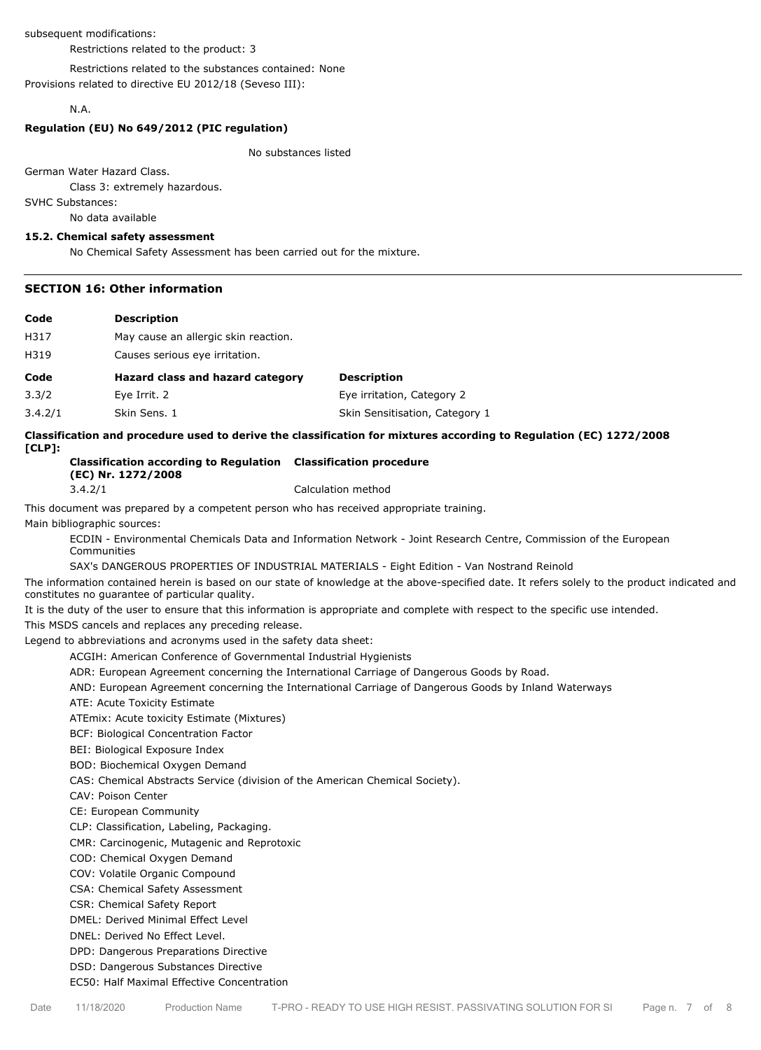subsequent modifications:

Restrictions related to the product: 3

Restrictions related to the substances contained: None

Provisions related to directive EU 2012/18 (Seveso III):

N.A.

**Regulation (EU) No 649/2012 (PIC regulation)**

No substances listed

German Water Hazard Class.

Class 3: extremely hazardous.

SVHC Substances:

No data available

**15.2. Chemical safety assessment**

No Chemical Safety Assessment has been carried out for the mixture.

---

## SECTION 16: Other information

| Code | Description |
|---|---|
| H317 | May cause an allergic skin reaction. |
| H319 | Causes serious eye irritation. |

| Code | Hazard class and hazard category | Description |
|---|---|---|
| 3.3/2 | Eye Irrit. 2 | Eye irritation, Category 2 |
| 3.4.2/1 | Skin Sens. 1 | Skin Sensitisation, Category 1 |

**Classification and procedure used to derive the classification for mixtures according to Regulation (EC) 1272/2008 [CLP]:**

| Classification according to Regulation (EC) Nr. 1272/2008 | Classification procedure |
|---|---|
| 3.4.2/1 | Calculation method |

This document was prepared by a competent person who has received appropriate training.

Main bibliographic sources:

ECDIN - Environmental Chemicals Data and Information Network - Joint Research Centre, Commission of the European Communities

SAX's DANGEROUS PROPERTIES OF INDUSTRIAL MATERIALS - Eight Edition - Van Nostrand Reinold

The information contained herein is based on our state of knowledge at the above-specified date. It refers solely to the product indicated and constitutes no guarantee of particular quality.

It is the duty of the user to ensure that this information is appropriate and complete with respect to the specific use intended.

This MSDS cancels and replaces any preceding release.

Legend to abbreviations and acronyms used in the safety data sheet:

ACGIH: American Conference of Governmental Industrial Hygienists
ADR: European Agreement concerning the International Carriage of Dangerous Goods by Road.
AND: European Agreement concerning the International Carriage of Dangerous Goods by Inland Waterways
ATE: Acute Toxicity Estimate
ATEmix: Acute toxicity Estimate (Mixtures)
BCF: Biological Concentration Factor
BEI: Biological Exposure Index
BOD: Biochemical Oxygen Demand
CAS: Chemical Abstracts Service (division of the American Chemical Society).
CAV: Poison Center
CE: European Community
CLP: Classification, Labeling, Packaging.
CMR: Carcinogenic, Mutagenic and Reprotoxic
COD: Chemical Oxygen Demand
COV: Volatile Organic Compound
CSA: Chemical Safety Assessment
CSR: Chemical Safety Report
DMEL: Derived Minimal Effect Level
DNEL: Derived No Effect Level.
DPD: Dangerous Preparations Directive
DSD: Dangerous Substances Directive
EC50: Half Maximal Effective Concentration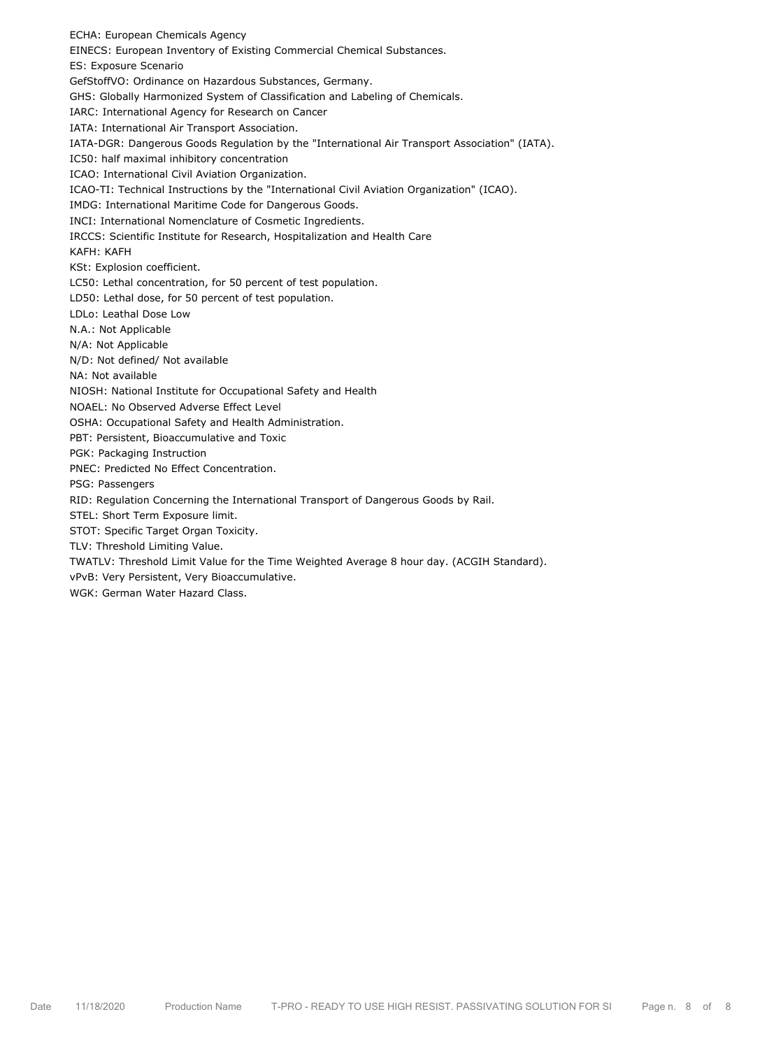ECHA: European Chemicals Agency

EINECS: European Inventory of Existing Commercial Chemical Substances.

ES: Exposure Scenario

GefStoffVO: Ordinance on Hazardous Substances, Germany.

GHS: Globally Harmonized System of Classification and Labeling of Chemicals.

IARC: International Agency for Research on Cancer

IATA: International Air Transport Association.

IATA-DGR: Dangerous Goods Regulation by the "International Air Transport Association" (IATA).

IC50: half maximal inhibitory concentration

ICAO: International Civil Aviation Organization.

ICAO-TI: Technical Instructions by the "International Civil Aviation Organization" (ICAO).

IMDG: International Maritime Code for Dangerous Goods.

INCI: International Nomenclature of Cosmetic Ingredients.

IRCCS: Scientific Institute for Research, Hospitalization and Health Care

KAFH: KAFH

KSt: Explosion coefficient.

LC50: Lethal concentration, for 50 percent of test population.

LD50: Lethal dose, for 50 percent of test population.

LDLo: Leathal Dose Low

N.A.: Not Applicable

N/A: Not Applicable

N/D: Not defined/ Not available

NA: Not available

NIOSH: National Institute for Occupational Safety and Health

NOAEL: No Observed Adverse Effect Level

OSHA: Occupational Safety and Health Administration.

PBT: Persistent, Bioaccumulative and Toxic

PGK: Packaging Instruction

PNEC: Predicted No Effect Concentration.

PSG: Passengers

RID: Regulation Concerning the International Transport of Dangerous Goods by Rail.

STEL: Short Term Exposure limit.

STOT: Specific Target Organ Toxicity.

TLV: Threshold Limiting Value.

TWATLV: Threshold Limit Value for the Time Weighted Average 8 hour day. (ACGIH Standard).

vPvB: Very Persistent, Very Bioaccumulative.

WGK: German Water Hazard Class.